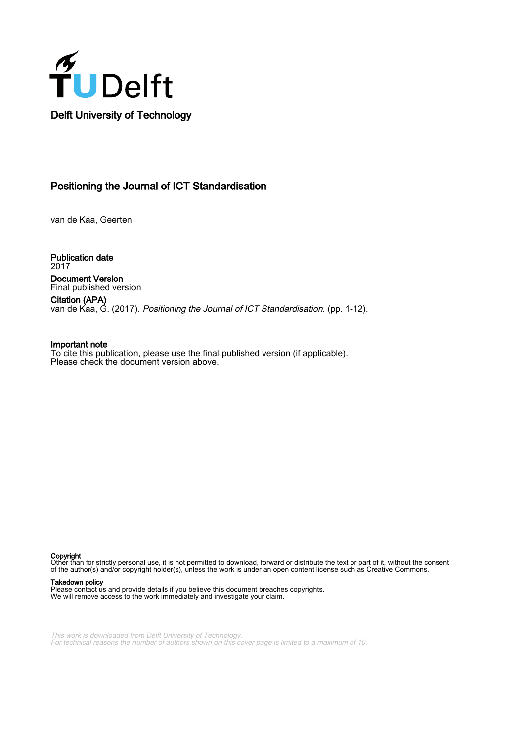Delft University of Technology

# Positioning the Journal of ICT Standardisation

van de Kaa, Geerten

**Publication date**
2017

**Document Version**
Final published version

**Citation (APA)**
van de Kaa, G. (2017). *Positioning the Journal of ICT Standardisation*. (pp. 1-12).

**Important note**
To cite this publication, please use the final published version (if applicable).
Please check the document version above.

**Copyright**
Other than for strictly personal use, it is not permitted to download, forward or distribute the text or part of it, without the consent of the author(s) and/or copyright holder(s), unless the work is under an open content license such as Creative Commons.

**Takedown policy**
Please contact us and provide details if you believe this document breaches copyrights.
We will remove access to the work immediately and investigate your claim.

*This work is downloaded from Delft University of Technology.*
*For technical reasons the number of authors shown on this cover page is limited to a maximum of 10.*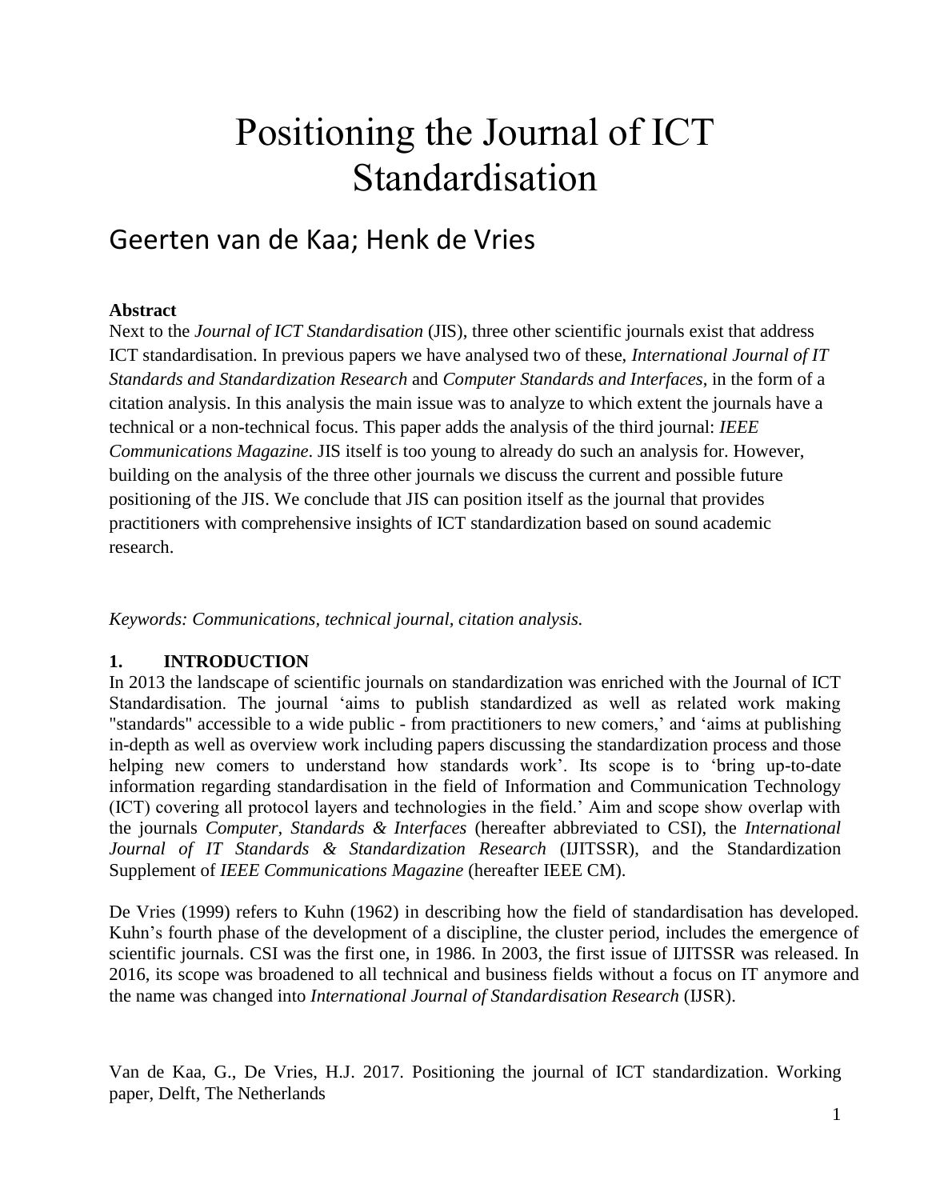# Positioning the Journal of ICT Standardisation

## Geerten van de Kaa; Henk de Vries

**Abstract**

Next to the *Journal of ICT Standardisation* (JIS), three other scientific journals exist that address ICT standardisation. In previous papers we have analysed two of these, *International Journal of IT Standards and Standardization Research* and *Computer Standards and Interfaces*, in the form of a citation analysis. In this analysis the main issue was to analyze to which extent the journals have a technical or a non-technical focus. This paper adds the analysis of the third journal: *IEEE Communications Magazine*. JIS itself is too young to already do such an analysis for. However, building on the analysis of the three other journals we discuss the current and possible future positioning of the JIS. We conclude that JIS can position itself as the journal that provides practitioners with comprehensive insights of ICT standardization based on sound academic research.

*Keywords: Communications, technical journal, citation analysis.*

### 1. INTRODUCTION

In 2013 the landscape of scientific journals on standardization was enriched with the Journal of ICT Standardisation. The journal 'aims to publish standardized as well as related work making "standards" accessible to a wide public - from practitioners to new comers,' and 'aims at publishing in-depth as well as overview work including papers discussing the standardization process and those helping new comers to understand how standards work'. Its scope is to 'bring up-to-date information regarding standardisation in the field of Information and Communication Technology (ICT) covering all protocol layers and technologies in the field.' Aim and scope show overlap with the journals *Computer, Standards & Interfaces* (hereafter abbreviated to CSI), the *International Journal of IT Standards & Standardization Research* (IJITSSR), and the Standardization Supplement of *IEEE Communications Magazine* (hereafter IEEE CM).

De Vries (1999) refers to Kuhn (1962) in describing how the field of standardisation has developed. Kuhn's fourth phase of the development of a discipline, the cluster period, includes the emergence of scientific journals. CSI was the first one, in 1986. In 2003, the first issue of IJITSSR was released. In 2016, its scope was broadened to all technical and business fields without a focus on IT anymore and the name was changed into *International Journal of Standardisation Research* (IJSR).

Van de Kaa, G., De Vries, H.J. 2017. Positioning the journal of ICT standardization. Working paper, Delft, The Netherlands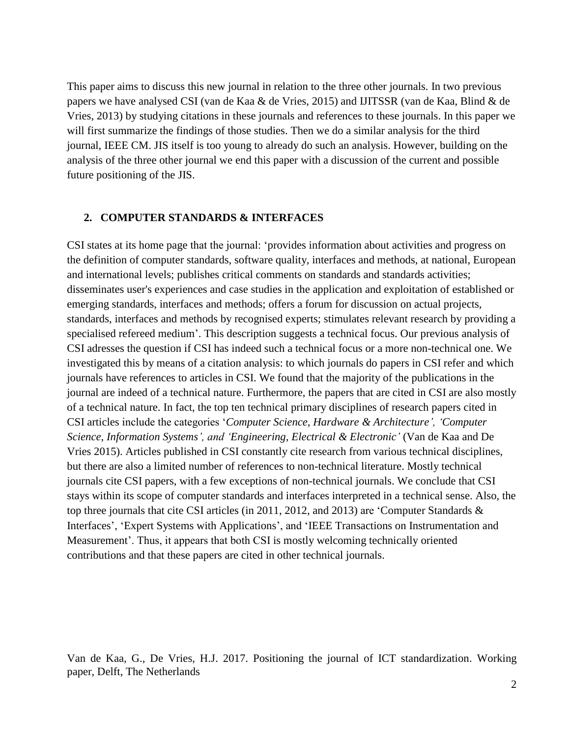This paper aims to discuss this new journal in relation to the three other journals. In two previous papers we have analysed CSI (van de Kaa & de Vries, 2015) and IJITSSR (van de Kaa, Blind & de Vries, 2013) by studying citations in these journals and references to these journals. In this paper we will first summarize the findings of those studies. Then we do a similar analysis for the third journal, IEEE CM. JIS itself is too young to already do such an analysis. However, building on the analysis of the three other journal we end this paper with a discussion of the current and possible future positioning of the JIS.

## 2. COMPUTER STANDARDS & INTERFACES

CSI states at its home page that the journal: 'provides information about activities and progress on the definition of computer standards, software quality, interfaces and methods, at national, European and international levels; publishes critical comments on standards and standards activities; disseminates user's experiences and case studies in the application and exploitation of established or emerging standards, interfaces and methods; offers a forum for discussion on actual projects, standards, interfaces and methods by recognised experts; stimulates relevant research by providing a specialised refereed medium'. This description suggests a technical focus. Our previous analysis of CSI adresses the question if CSI has indeed such a technical focus or a more non-technical one. We investigated this by means of a citation analysis: to which journals do papers in CSI refer and which journals have references to articles in CSI. We found that the majority of the publications in the journal are indeed of a technical nature. Furthermore, the papers that are cited in CSI are also mostly of a technical nature. In fact, the top ten technical primary disciplines of research papers cited in CSI articles include the categories '*Computer Science, Hardware & Architecture', 'Computer Science, Information Systems', and 'Engineering, Electrical & Electronic'* (Van de Kaa and De Vries 2015). Articles published in CSI constantly cite research from various technical disciplines, but there are also a limited number of references to non-technical literature. Mostly technical journals cite CSI papers, with a few exceptions of non-technical journals. We conclude that CSI stays within its scope of computer standards and interfaces interpreted in a technical sense. Also, the top three journals that cite CSI articles (in 2011, 2012, and 2013) are 'Computer Standards & Interfaces', 'Expert Systems with Applications', and 'IEEE Transactions on Instrumentation and Measurement'. Thus, it appears that both CSI is mostly welcoming technically oriented contributions and that these papers are cited in other technical journals.

Van de Kaa, G., De Vries, H.J. 2017. Positioning the journal of ICT standardization. Working paper, Delft, The Netherlands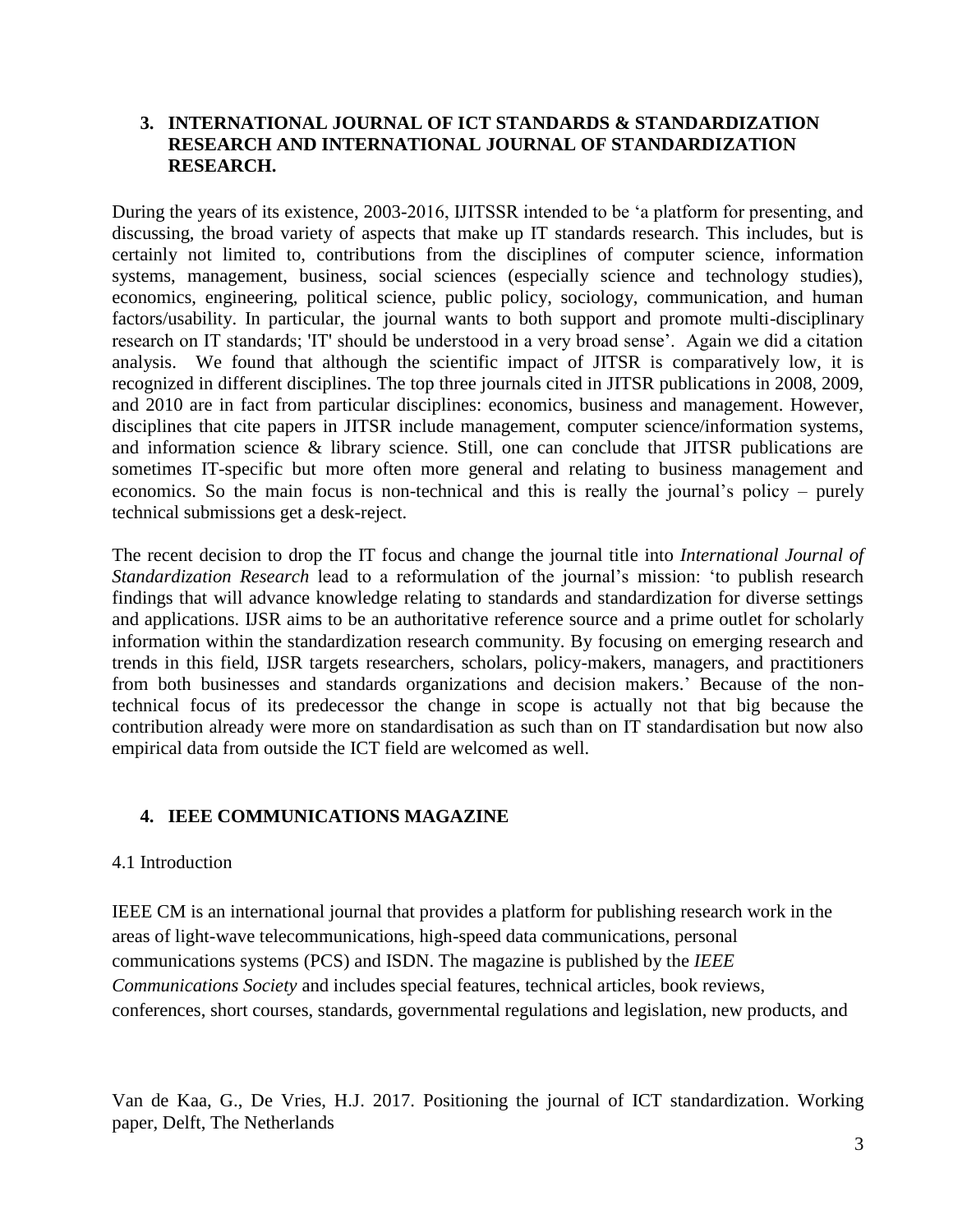## 3. INTERNATIONAL JOURNAL OF ICT STANDARDS & STANDARDIZATION RESEARCH AND INTERNATIONAL JOURNAL OF STANDARDIZATION RESEARCH.

During the years of its existence, 2003-2016, IJITSSR intended to be 'a platform for presenting, and discussing, the broad variety of aspects that make up IT standards research. This includes, but is certainly not limited to, contributions from the disciplines of computer science, information systems, management, business, social sciences (especially science and technology studies), economics, engineering, political science, public policy, sociology, communication, and human factors/usability. In particular, the journal wants to both support and promote multi-disciplinary research on IT standards; 'IT' should be understood in a very broad sense'. Again we did a citation analysis. We found that although the scientific impact of JITSR is comparatively low, it is recognized in different disciplines. The top three journals cited in JITSR publications in 2008, 2009, and 2010 are in fact from particular disciplines: economics, business and management. However, disciplines that cite papers in JITSR include management, computer science/information systems, and information science & library science. Still, one can conclude that JITSR publications are sometimes IT-specific but more often more general and relating to business management and economics. So the main focus is non-technical and this is really the journal's policy – purely technical submissions get a desk-reject.

The recent decision to drop the IT focus and change the journal title into *International Journal of Standardization Research* lead to a reformulation of the journal's mission: 'to publish research findings that will advance knowledge relating to standards and standardization for diverse settings and applications. IJSR aims to be an authoritative reference source and a prime outlet for scholarly information within the standardization research community. By focusing on emerging research and trends in this field, IJSR targets researchers, scholars, policy-makers, managers, and practitioners from both businesses and standards organizations and decision makers.' Because of the non-technical focus of its predecessor the change in scope is actually not that big because the contribution already were more on standardisation as such than on IT standardisation but now also empirical data from outside the ICT field are welcomed as well.

## 4. IEEE COMMUNICATIONS MAGAZINE

### 4.1 Introduction

IEEE CM is an international journal that provides a platform for publishing research work in the areas of light-wave telecommunications, high-speed data communications, personal communications systems (PCS) and ISDN. The magazine is published by the *IEEE Communications Society* and includes special features, technical articles, book reviews, conferences, short courses, standards, governmental regulations and legislation, new products, and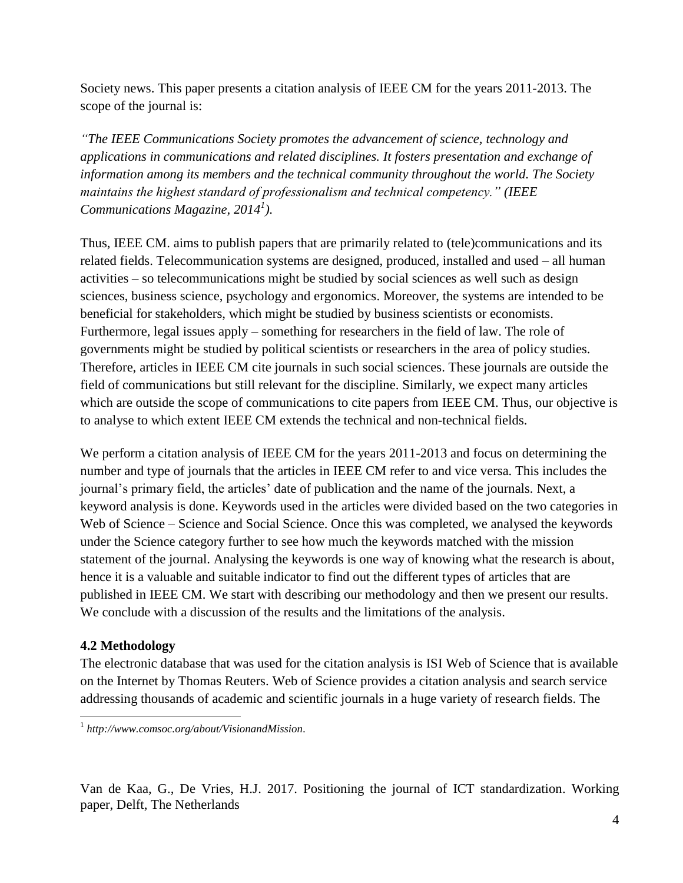Society news. This paper presents a citation analysis of IEEE CM for the years 2011-2013. The scope of the journal is:

*"The IEEE Communications Society promotes the advancement of science, technology and applications in communications and related disciplines. It fosters presentation and exchange of information among its members and the technical community throughout the world. The Society maintains the highest standard of professionalism and technical competency." (IEEE Communications Magazine, 2014[1]).*

Thus, IEEE CM. aims to publish papers that are primarily related to (tele)communications and its related fields. Telecommunication systems are designed, produced, installed and used – all human activities – so telecommunications might be studied by social sciences as well such as design sciences, business science, psychology and ergonomics. Moreover, the systems are intended to be beneficial for stakeholders, which might be studied by business scientists or economists. Furthermore, legal issues apply – something for researchers in the field of law. The role of governments might be studied by political scientists or researchers in the area of policy studies. Therefore, articles in IEEE CM cite journals in such social sciences. These journals are outside the field of communications but still relevant for the discipline. Similarly, we expect many articles which are outside the scope of communications to cite papers from IEEE CM. Thus, our objective is to analyse to which extent IEEE CM extends the technical and non-technical fields.

We perform a citation analysis of IEEE CM for the years 2011-2013 and focus on determining the number and type of journals that the articles in IEEE CM refer to and vice versa. This includes the journal's primary field, the articles' date of publication and the name of the journals. Next, a keyword analysis is done. Keywords used in the articles were divided based on the two categories in Web of Science – Science and Social Science. Once this was completed, we analysed the keywords under the Science category further to see how much the keywords matched with the mission statement of the journal. Analysing the keywords is one way of knowing what the research is about, hence it is a valuable and suitable indicator to find out the different types of articles that are published in IEEE CM. We start with describing our methodology and then we present our results. We conclude with a discussion of the results and the limitations of the analysis.

### 4.2 Methodology

The electronic database that was used for the citation analysis is ISI Web of Science that is available on the Internet by Thomas Reuters. Web of Science provides a citation analysis and search service addressing thousands of academic and scientific journals in a huge variety of research fields. The

[1] *http://www.comsoc.org/about/VisionandMission*.

Van de Kaa, G., De Vries, H.J. 2017. Positioning the journal of ICT standardization. Working paper, Delft, The Netherlands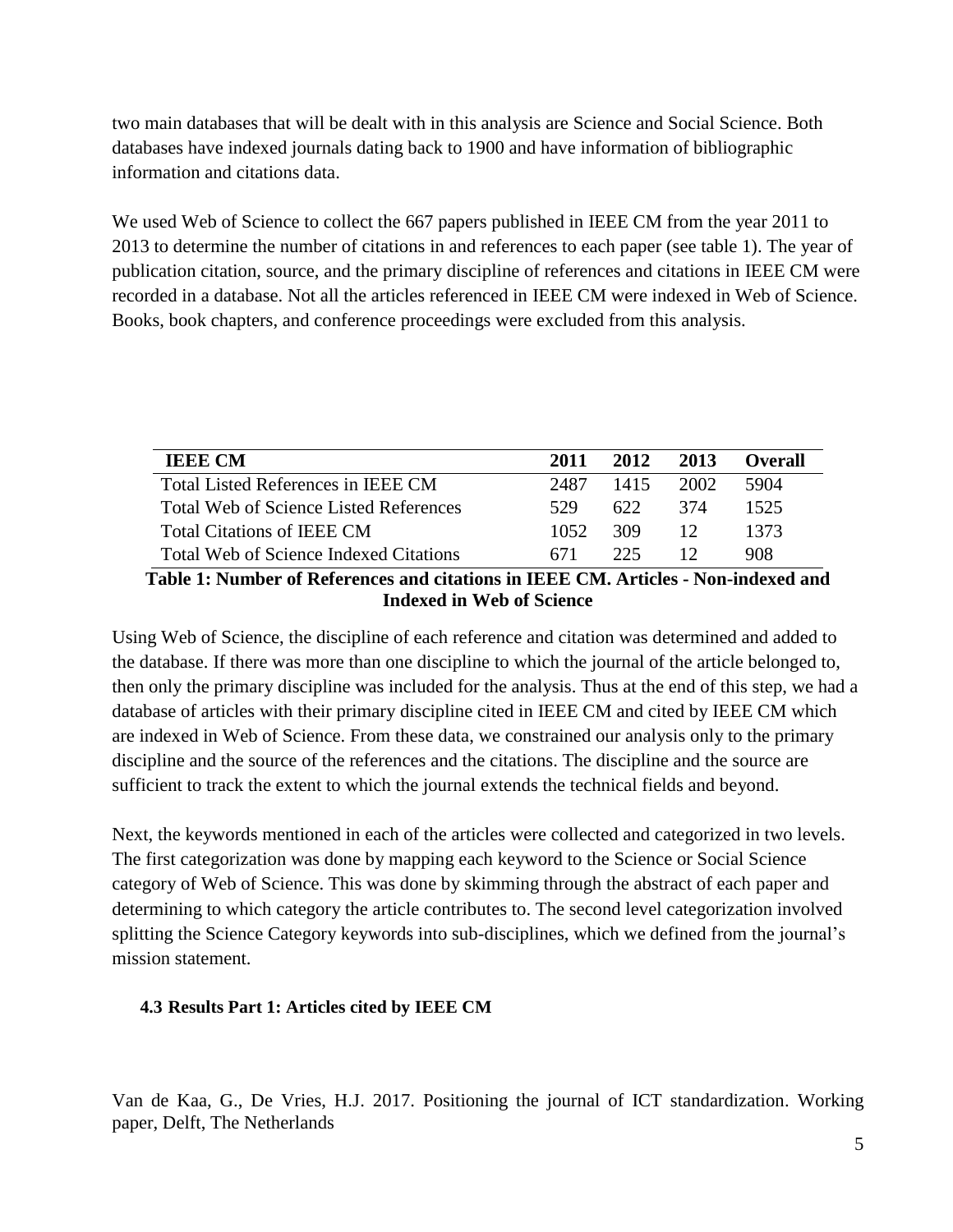two main databases that will be dealt with in this analysis are Science and Social Science. Both databases have indexed journals dating back to 1900 and have information of bibliographic information and citations data.

We used Web of Science to collect the 667 papers published in IEEE CM from the year 2011 to 2013 to determine the number of citations in and references to each paper (see table 1). The year of publication citation, source, and the primary discipline of references and citations in IEEE CM were recorded in a database. Not all the articles referenced in IEEE CM were indexed in Web of Science. Books, book chapters, and conference proceedings were excluded from this analysis.

| IEEE CM | 2011 | 2012 | 2013 | Overall |
|---|---|---|---|---|
| Total Listed References in IEEE CM | 2487 | 1415 | 2002 | 5904 |
| Total Web of Science Listed References | 529 | 622 | 374 | 1525 |
| Total Citations of IEEE CM | 1052 | 309 | 12 | 1373 |
| Total Web of Science Indexed Citations | 671 | 225 | 12 | 908 |

**Table 1: Number of References and citations in IEEE CM. Articles - Non-indexed and Indexed in Web of Science**

Using Web of Science, the discipline of each reference and citation was determined and added to the database. If there was more than one discipline to which the journal of the article belonged to, then only the primary discipline was included for the analysis. Thus at the end of this step, we had a database of articles with their primary discipline cited in IEEE CM and cited by IEEE CM which are indexed in Web of Science. From these data, we constrained our analysis only to the primary discipline and the source of the references and the citations. The discipline and the source are sufficient to track the extent to which the journal extends the technical fields and beyond.

Next, the keywords mentioned in each of the articles were collected and categorized in two levels. The first categorization was done by mapping each keyword to the Science or Social Science category of Web of Science. This was done by skimming through the abstract of each paper and determining to which category the article contributes to. The second level categorization involved splitting the Science Category keywords into sub-disciplines, which we defined from the journal's mission statement.

### 4.3 Results Part 1: Articles cited by IEEE CM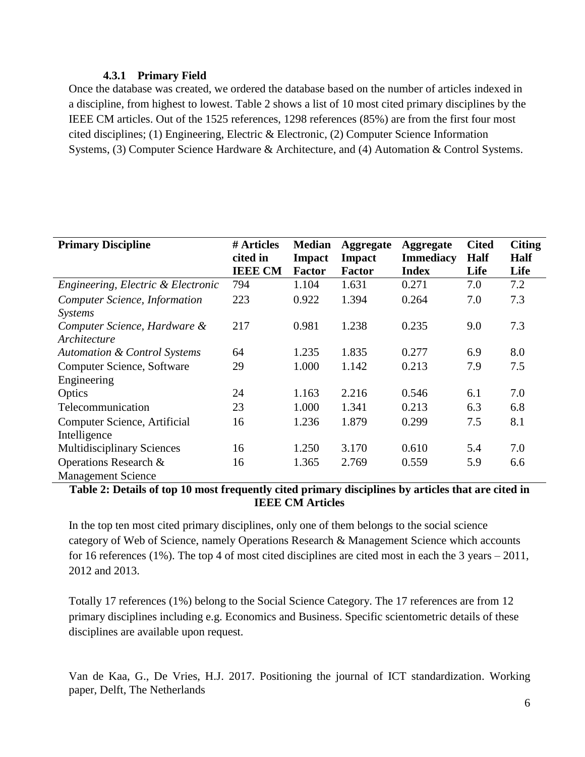#### 4.3.1 Primary Field

Once the database was created, we ordered the database based on the number of articles indexed in a discipline, from highest to lowest. Table 2 shows a list of 10 most cited primary disciplines by the IEEE CM articles. Out of the 1525 references, 1298 references (85%) are from the first four most cited disciplines; (1) Engineering, Electric & Electronic, (2) Computer Science Information Systems, (3) Computer Science Hardware & Architecture, and (4) Automation & Control Systems.

| **Primary Discipline** | **# Articles cited in IEEE CM** | **Median Impact Factor** | **Aggregate Impact Factor** | **Aggregate Immediacy Index** | **Cited Half Life** | **Citing Half Life** |
|---|---|---|---|---|---|---|
| *Engineering, Electric & Electronic* | 794 | 1.104 | 1.631 | 0.271 | 7.0 | 7.2 |
| *Computer Science, Information Systems* | 223 | 0.922 | 1.394 | 0.264 | 7.0 | 7.3 |
| *Computer Science, Hardware & Architecture* | 217 | 0.981 | 1.238 | 0.235 | 9.0 | 7.3 |
| *Automation & Control Systems* | 64 | 1.235 | 1.835 | 0.277 | 6.9 | 8.0 |
| Computer Science, Software Engineering | 29 | 1.000 | 1.142 | 0.213 | 7.9 | 7.5 |
| Optics | 24 | 1.163 | 2.216 | 0.546 | 6.1 | 7.0 |
| Telecommunication | 23 | 1.000 | 1.341 | 0.213 | 6.3 | 6.8 |
| Computer Science, Artificial Intelligence | 16 | 1.236 | 1.879 | 0.299 | 7.5 | 8.1 |
| Multidisciplinary Sciences | 16 | 1.250 | 3.170 | 0.610 | 5.4 | 7.0 |
| Operations Research & Management Science | 16 | 1.365 | 2.769 | 0.559 | 5.9 | 6.6 |

**Table 2: Details of top 10 most frequently cited primary disciplines by articles that are cited in IEEE CM Articles**

In the top ten most cited primary disciplines, only one of them belongs to the social science category of Web of Science, namely Operations Research & Management Science which accounts for 16 references (1%). The top 4 of most cited disciplines are cited most in each the 3 years – 2011, 2012 and 2013.

Totally 17 references (1%) belong to the Social Science Category. The 17 references are from 12 primary disciplines including e.g. Economics and Business. Specific scientometric details of these disciplines are available upon request.

Van de Kaa, G., De Vries, H.J. 2017. Positioning the journal of ICT standardization. Working paper, Delft, The Netherlands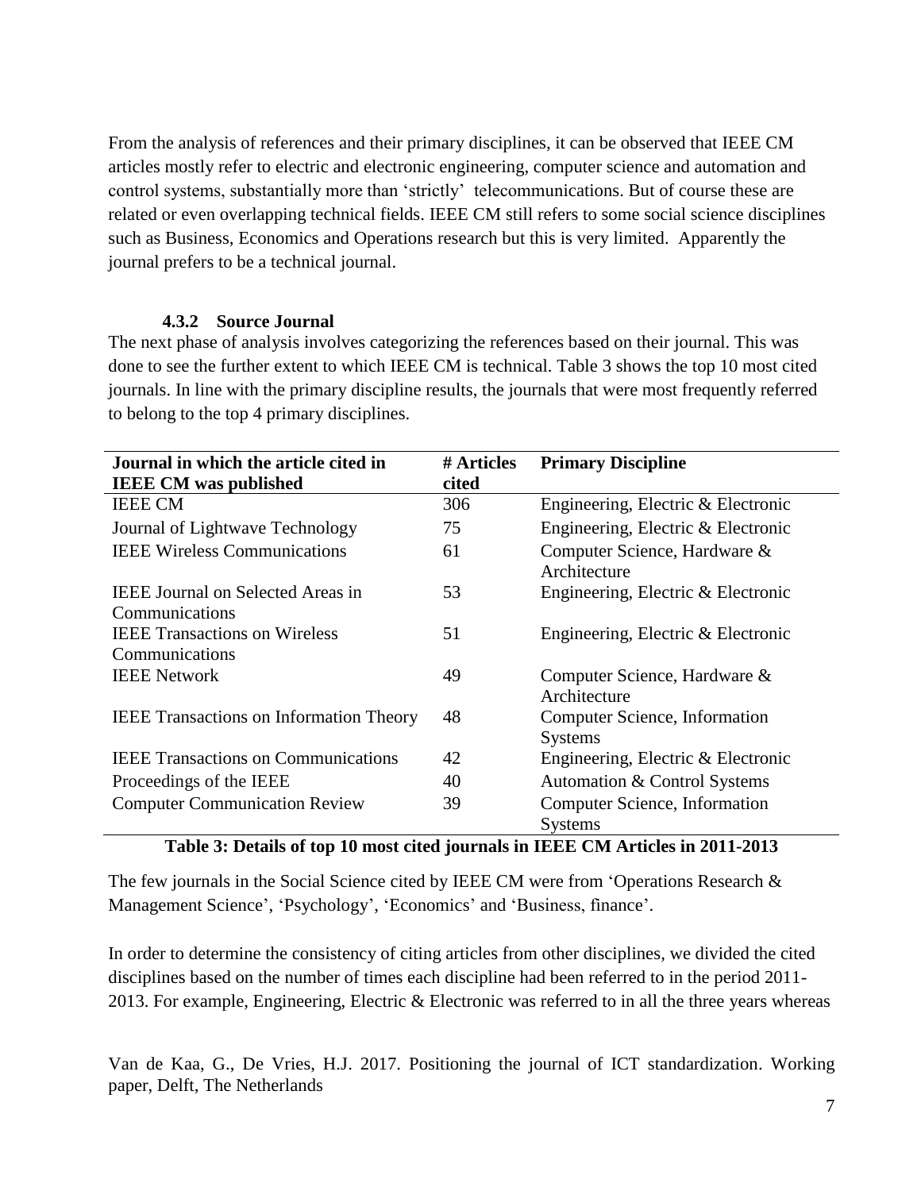From the analysis of references and their primary disciplines, it can be observed that IEEE CM articles mostly refer to electric and electronic engineering, computer science and automation and control systems, substantially more than 'strictly' telecommunications. But of course these are related or even overlapping technical fields. IEEE CM still refers to some social science disciplines such as Business, Economics and Operations research but this is very limited. Apparently the journal prefers to be a technical journal.

#### 4.3.2 Source Journal

The next phase of analysis involves categorizing the references based on their journal. This was done to see the further extent to which IEEE CM is technical. Table 3 shows the top 10 most cited journals. In line with the primary discipline results, the journals that were most frequently referred to belong to the top 4 primary disciplines.

| Journal in which the article cited in IEEE CM was published | # Articles cited | Primary Discipline |
|---|---|---|
| IEEE CM | 306 | Engineering, Electric & Electronic |
| Journal of Lightwave Technology | 75 | Engineering, Electric & Electronic |
| IEEE Wireless Communications | 61 | Computer Science, Hardware & Architecture |
| IEEE Journal on Selected Areas in Communications | 53 | Engineering, Electric & Electronic |
| IEEE Transactions on Wireless Communications | 51 | Engineering, Electric & Electronic |
| IEEE Network | 49 | Computer Science, Hardware & Architecture |
| IEEE Transactions on Information Theory | 48 | Computer Science, Information Systems |
| IEEE Transactions on Communications | 42 | Engineering, Electric & Electronic |
| Proceedings of the IEEE | 40 | Automation & Control Systems |
| Computer Communication Review | 39 | Computer Science, Information Systems |

**Table 3: Details of top 10 most cited journals in IEEE CM Articles in 2011-2013**

The few journals in the Social Science cited by IEEE CM were from 'Operations Research & Management Science', 'Psychology', 'Economics' and 'Business, finance'.

In order to determine the consistency of citing articles from other disciplines, we divided the cited disciplines based on the number of times each discipline had been referred to in the period 2011-2013. For example, Engineering, Electric & Electronic was referred to in all the three years whereas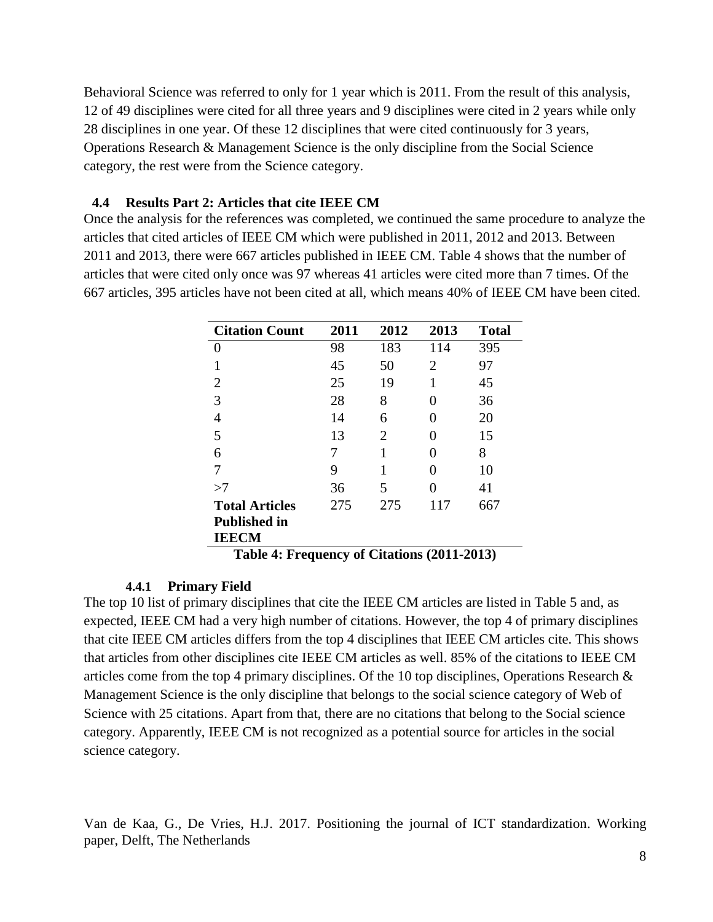Behavioral Science was referred to only for 1 year which is 2011. From the result of this analysis, 12 of 49 disciplines were cited for all three years and 9 disciplines were cited in 2 years while only 28 disciplines in one year. Of these 12 disciplines that were cited continuously for 3 years, Operations Research & Management Science is the only discipline from the Social Science category, the rest were from the Science category.

## 4.4 Results Part 2: Articles that cite IEEE CM

Once the analysis for the references was completed, we continued the same procedure to analyze the articles that cited articles of IEEE CM which were published in 2011, 2012 and 2013. Between 2011 and 2013, there were 667 articles published in IEEE CM. Table 4 shows that the number of articles that were cited only once was 97 whereas 41 articles were cited more than 7 times. Of the 667 articles, 395 articles have not been cited at all, which means 40% of IEEE CM have been cited.

| Citation Count | 2011 | 2012 | 2013 | Total |
|---|---|---|---|---|
| 0 | 98 | 183 | 114 | 395 |
| 1 | 45 | 50 | 2 | 97 |
| 2 | 25 | 19 | 1 | 45 |
| 3 | 28 | 8 | 0 | 36 |
| 4 | 14 | 6 | 0 | 20 |
| 5 | 13 | 2 | 0 | 15 |
| 6 | 7 | 1 | 0 | 8 |
| 7 | 9 | 1 | 0 | 10 |
| >7 | 36 | 5 | 0 | 41 |
| **Total Articles Published in IEECM** | 275 | 275 | 117 | 667 |

**Table 4: Frequency of Citations (2011-2013)**

### 4.4.1 Primary Field

The top 10 list of primary disciplines that cite the IEEE CM articles are listed in Table 5 and, as expected, IEEE CM had a very high number of citations. However, the top 4 of primary disciplines that cite IEEE CM articles differs from the top 4 disciplines that IEEE CM articles cite. This shows that articles from other disciplines cite IEEE CM articles as well. 85% of the citations to IEEE CM articles come from the top 4 primary disciplines. Of the 10 top disciplines, Operations Research & Management Science is the only discipline that belongs to the social science category of Web of Science with 25 citations. Apart from that, there are no citations that belong to the Social science category. Apparently, IEEE CM is not recognized as a potential source for articles in the social science category.

Van de Kaa, G., De Vries, H.J. 2017. Positioning the journal of ICT standardization. Working paper, Delft, The Netherlands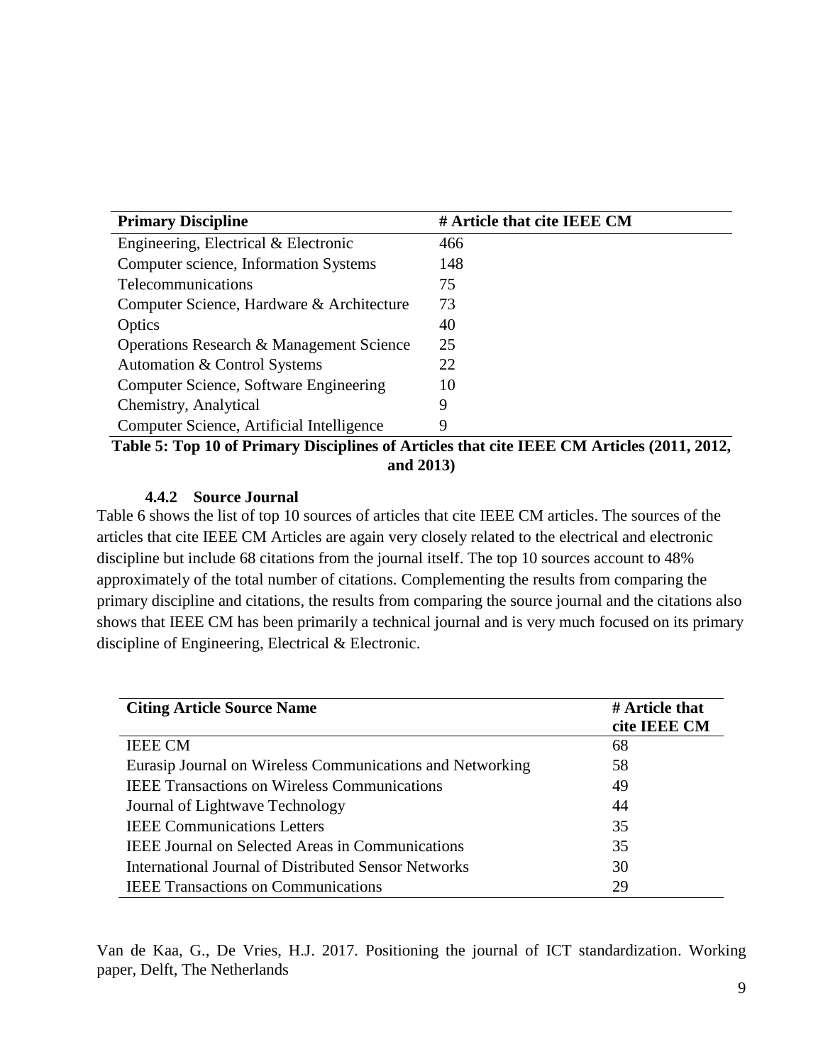| Primary Discipline | # Article that cite IEEE CM |
|---|---|
| Engineering, Electrical & Electronic | 466 |
| Computer science, Information Systems | 148 |
| Telecommunications | 75 |
| Computer Science, Hardware & Architecture | 73 |
| Optics | 40 |
| Operations Research & Management Science | 25 |
| Automation & Control Systems | 22 |
| Computer Science, Software Engineering | 10 |
| Chemistry, Analytical | 9 |
| Computer Science, Artificial Intelligence | 9 |

**Table 5: Top 10 of Primary Disciplines of Articles that cite IEEE CM Articles (2011, 2012, and 2013)**

#### 4.4.2 Source Journal

Table 6 shows the list of top 10 sources of articles that cite IEEE CM articles. The sources of the articles that cite IEEE CM Articles are again very closely related to the electrical and electronic discipline but include 68 citations from the journal itself. The top 10 sources account to 48% approximately of the total number of citations. Complementing the results from comparing the primary discipline and citations, the results from comparing the source journal and the citations also shows that IEEE CM has been primarily a technical journal and is very much focused on its primary discipline of Engineering, Electrical & Electronic.

| Citing Article Source Name | # Article that cite IEEE CM |
|---|---|
| IEEE CM | 68 |
| Eurasip Journal on Wireless Communications and Networking | 58 |
| IEEE Transactions on Wireless Communications | 49 |
| Journal of Lightwave Technology | 44 |
| IEEE Communications Letters | 35 |
| IEEE Journal on Selected Areas in Communications | 35 |
| International Journal of Distributed Sensor Networks | 30 |
| IEEE Transactions on Communications | 29 |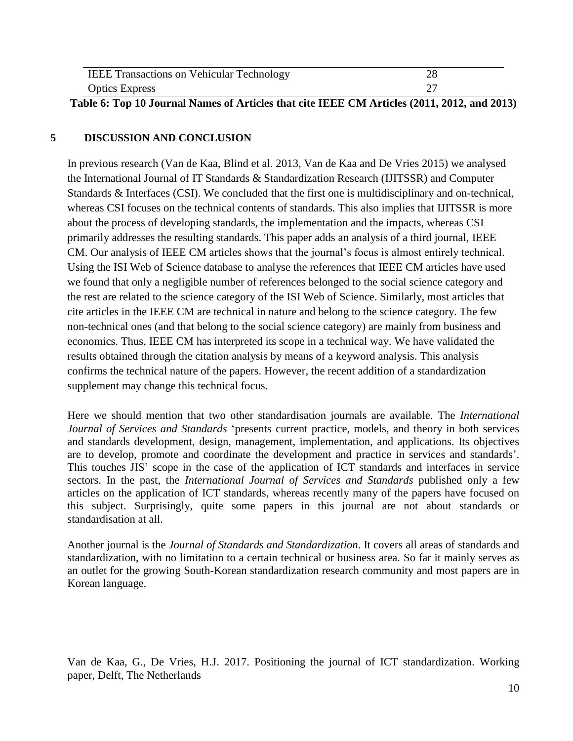| | |
|---|---|
| IEEE Transactions on Vehicular Technology | 28 |
| Optics Express | 27 |

**Table 6: Top 10 Journal Names of Articles that cite IEEE CM Articles (2011, 2012, and 2013)**

## 5 DISCUSSION AND CONCLUSION

In previous research (Van de Kaa, Blind et al. 2013, Van de Kaa and De Vries 2015) we analysed the International Journal of IT Standards & Standardization Research (IJITSSR) and Computer Standards & Interfaces (CSI). We concluded that the first one is multidisciplinary and on-technical, whereas CSI focuses on the technical contents of standards. This also implies that IJITSSR is more about the process of developing standards, the implementation and the impacts, whereas CSI primarily addresses the resulting standards. This paper adds an analysis of a third journal, IEEE CM. Our analysis of IEEE CM articles shows that the journal's focus is almost entirely technical. Using the ISI Web of Science database to analyse the references that IEEE CM articles have used we found that only a negligible number of references belonged to the social science category and the rest are related to the science category of the ISI Web of Science. Similarly, most articles that cite articles in the IEEE CM are technical in nature and belong to the science category. The few non-technical ones (and that belong to the social science category) are mainly from business and economics. Thus, IEEE CM has interpreted its scope in a technical way. We have validated the results obtained through the citation analysis by means of a keyword analysis. This analysis confirms the technical nature of the papers. However, the recent addition of a standardization supplement may change this technical focus.

Here we should mention that two other standardisation journals are available. The *International Journal of Services and Standards* 'presents current practice, models, and theory in both services and standards development, design, management, implementation, and applications. Its objectives are to develop, promote and coordinate the development and practice in services and standards'. This touches JIS' scope in the case of the application of ICT standards and interfaces in service sectors. In the past, the *International Journal of Services and Standards* published only a few articles on the application of ICT standards, whereas recently many of the papers have focused on this subject. Surprisingly, quite some papers in this journal are not about standards or standardisation at all.

Another journal is the *Journal of Standards and Standardization*. It covers all areas of standards and standardization, with no limitation to a certain technical or business area. So far it mainly serves as an outlet for the growing South-Korean standardization research community and most papers are in Korean language.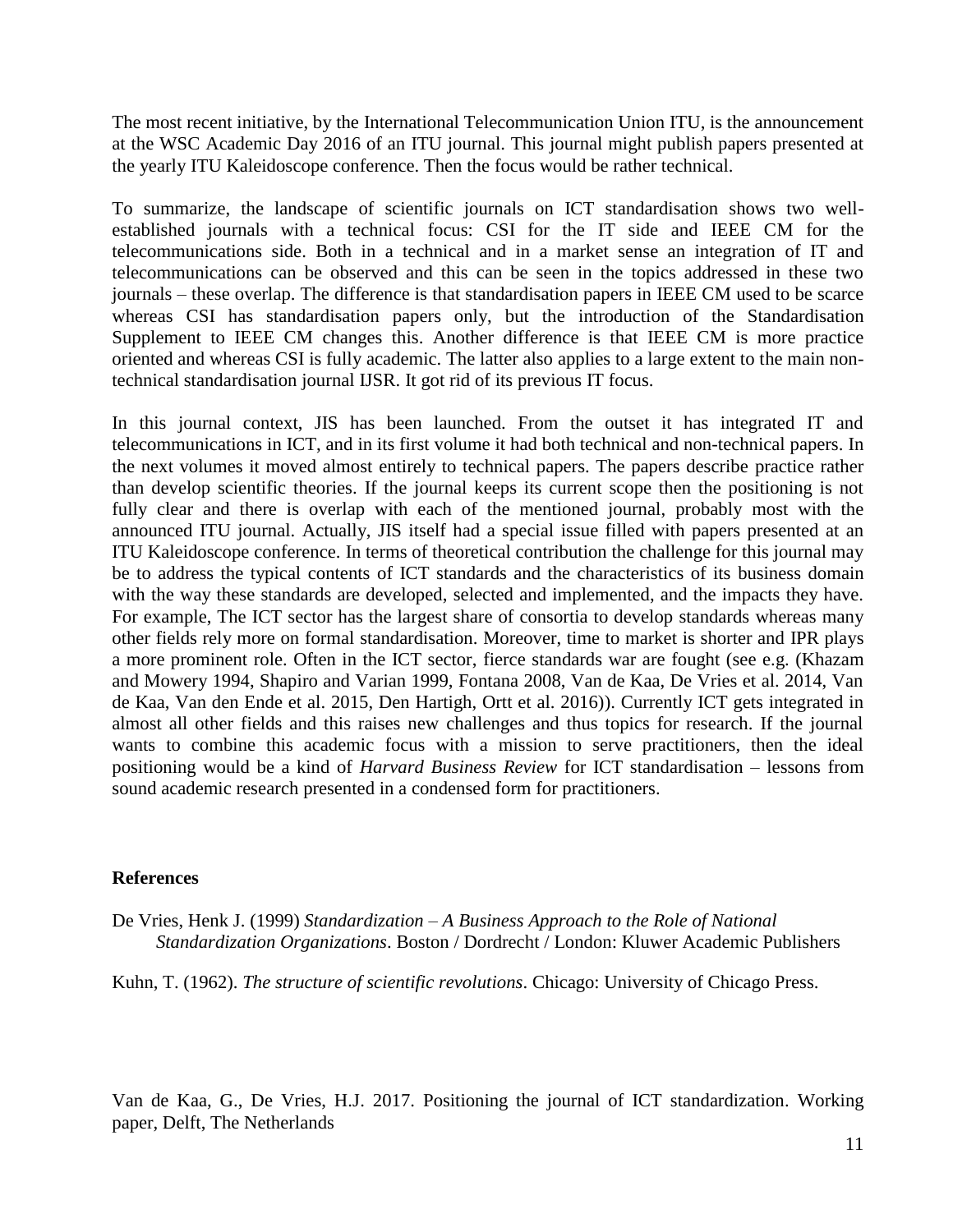The most recent initiative, by the International Telecommunication Union ITU, is the announcement at the WSC Academic Day 2016 of an ITU journal. This journal might publish papers presented at the yearly ITU Kaleidoscope conference. Then the focus would be rather technical.

To summarize, the landscape of scientific journals on ICT standardisation shows two well-established journals with a technical focus: CSI for the IT side and IEEE CM for the telecommunications side. Both in a technical and in a market sense an integration of IT and telecommunications can be observed and this can be seen in the topics addressed in these two journals – these overlap. The difference is that standardisation papers in IEEE CM used to be scarce whereas CSI has standardisation papers only, but the introduction of the Standardisation Supplement to IEEE CM changes this. Another difference is that IEEE CM is more practice oriented and whereas CSI is fully academic. The latter also applies to a large extent to the main non-technical standardisation journal IJSR. It got rid of its previous IT focus.

In this journal context, JIS has been launched. From the outset it has integrated IT and telecommunications in ICT, and in its first volume it had both technical and non-technical papers. In the next volumes it moved almost entirely to technical papers. The papers describe practice rather than develop scientific theories. If the journal keeps its current scope then the positioning is not fully clear and there is overlap with each of the mentioned journal, probably most with the announced ITU journal. Actually, JIS itself had a special issue filled with papers presented at an ITU Kaleidoscope conference. In terms of theoretical contribution the challenge for this journal may be to address the typical contents of ICT standards and the characteristics of its business domain with the way these standards are developed, selected and implemented, and the impacts they have. For example, The ICT sector has the largest share of consortia to develop standards whereas many other fields rely more on formal standardisation. Moreover, time to market is shorter and IPR plays a more prominent role. Often in the ICT sector, fierce standards war are fought (see e.g. (Khazam and Mowery 1994, Shapiro and Varian 1999, Fontana 2008, Van de Kaa, De Vries et al. 2014, Van de Kaa, Van den Ende et al. 2015, Den Hartigh, Ortt et al. 2016)). Currently ICT gets integrated in almost all other fields and this raises new challenges and thus topics for research. If the journal wants to combine this academic focus with a mission to serve practitioners, then the ideal positioning would be a kind of *Harvard Business Review* for ICT standardisation – lessons from sound academic research presented in a condensed form for practitioners.

**References**

De Vries, Henk J. (1999) *Standardization – A Business Approach to the Role of National Standardization Organizations*. Boston / Dordrecht / London: Kluwer Academic Publishers

Kuhn, T. (1962). *The structure of scientific revolutions*. Chicago: University of Chicago Press.

Van de Kaa, G., De Vries, H.J. 2017. Positioning the journal of ICT standardization. Working paper, Delft, The Netherlands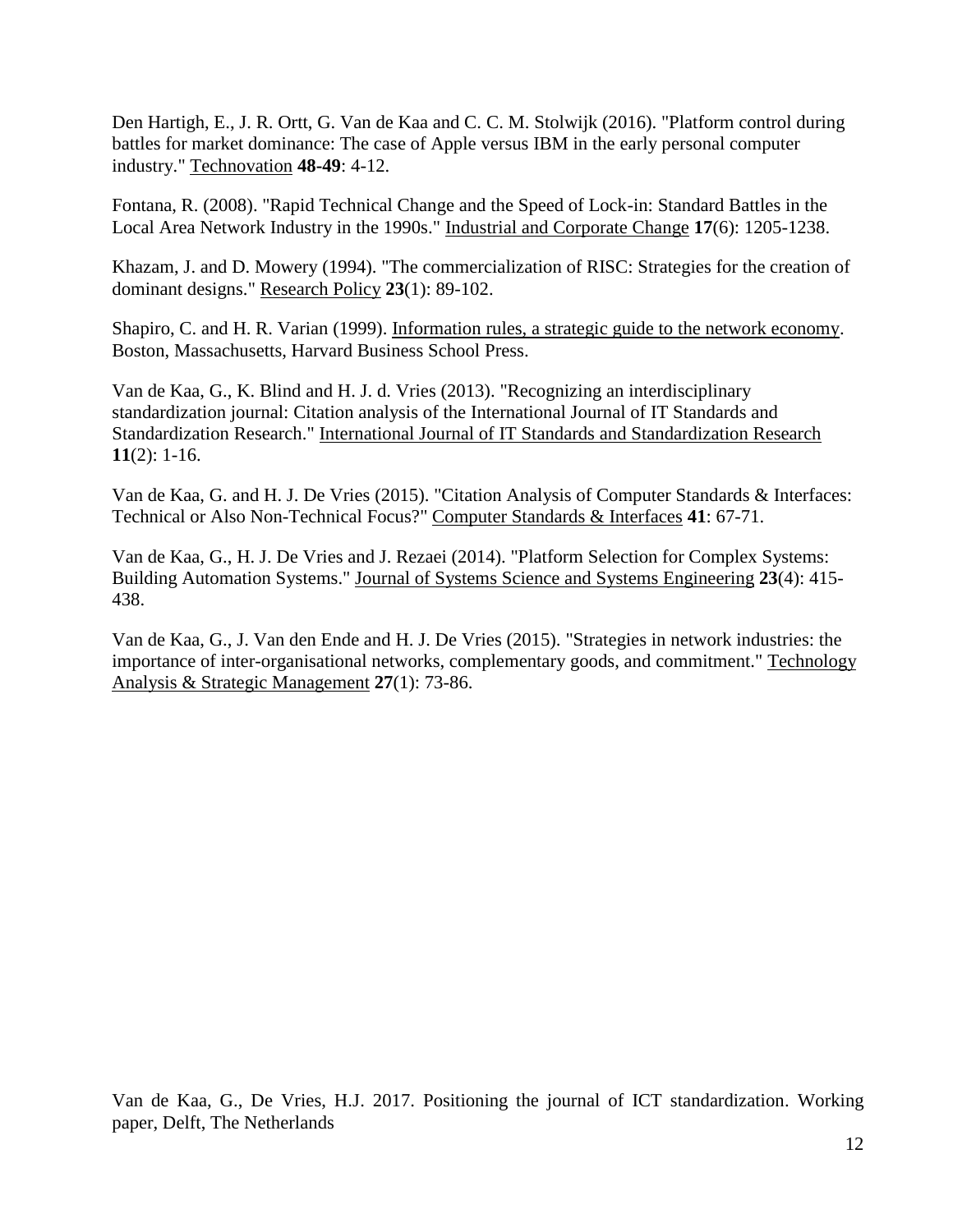Den Hartigh, E., J. R. Ortt, G. Van de Kaa and C. C. M. Stolwijk (2016). "Platform control during battles for market dominance: The case of Apple versus IBM in the early personal computer industry." Technovation **48-49**: 4-12.

Fontana, R. (2008). "Rapid Technical Change and the Speed of Lock-in: Standard Battles in the Local Area Network Industry in the 1990s." Industrial and Corporate Change **17**(6): 1205-1238.

Khazam, J. and D. Mowery (1994). "The commercialization of RISC: Strategies for the creation of dominant designs." Research Policy **23**(1): 89-102.

Shapiro, C. and H. R. Varian (1999). Information rules, a strategic guide to the network economy. Boston, Massachusetts, Harvard Business School Press.

Van de Kaa, G., K. Blind and H. J. d. Vries (2013). "Recognizing an interdisciplinary standardization journal: Citation analysis of the International Journal of IT Standards and Standardization Research." International Journal of IT Standards and Standardization Research **11**(2): 1-16.

Van de Kaa, G. and H. J. De Vries (2015). "Citation Analysis of Computer Standards & Interfaces: Technical or Also Non-Technical Focus?" Computer Standards & Interfaces **41**: 67-71.

Van de Kaa, G., H. J. De Vries and J. Rezaei (2014). "Platform Selection for Complex Systems: Building Automation Systems." Journal of Systems Science and Systems Engineering **23**(4): 415-438.

Van de Kaa, G., J. Van den Ende and H. J. De Vries (2015). "Strategies in network industries: the importance of inter-organisational networks, complementary goods, and commitment." Technology Analysis & Strategic Management **27**(1): 73-86.

Van de Kaa, G., De Vries, H.J. 2017. Positioning the journal of ICT standardization. Working paper, Delft, The Netherlands